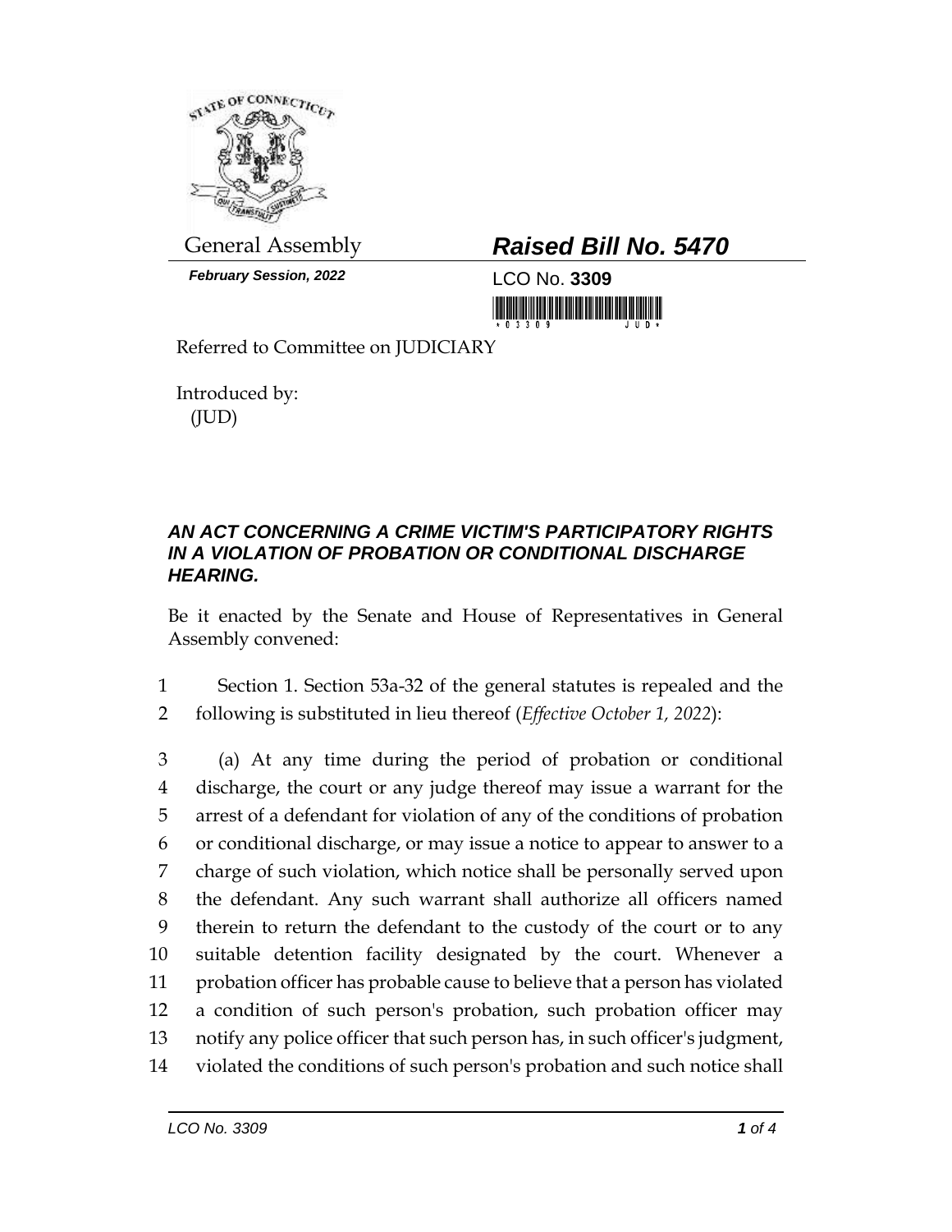General Assembly

*February Session, 2022*

***Raised Bill No. 5470***

LCO No. **3309**

Referred to Committee on JUDICIARY

Introduced by:
(JUD)

## *AN ACT CONCERNING A CRIME VICTIM'S PARTICIPATORY RIGHTS IN A VIOLATION OF PROBATION OR CONDITIONAL DISCHARGE HEARING.*

Be it enacted by the Senate and House of Representatives in General Assembly convened:

1 Section 1. Section 53a-32 of the general statutes is repealed and the
2 following is substituted in lieu thereof (*Effective October 1, 2022*):

3 (a) At any time during the period of probation or conditional
4 discharge, the court or any judge thereof may issue a warrant for the
5 arrest of a defendant for violation of any of the conditions of probation
6 or conditional discharge, or may issue a notice to appear to answer to a
7 charge of such violation, which notice shall be personally served upon
8 the defendant. Any such warrant shall authorize all officers named
9 therein to return the defendant to the custody of the court or to any
10 suitable detention facility designated by the court. Whenever a
11 probation officer has probable cause to believe that a person has violated
12 a condition of such person's probation, such probation officer may
13 notify any police officer that such person has, in such officer's judgment,
14 violated the conditions of such person's probation and such notice shall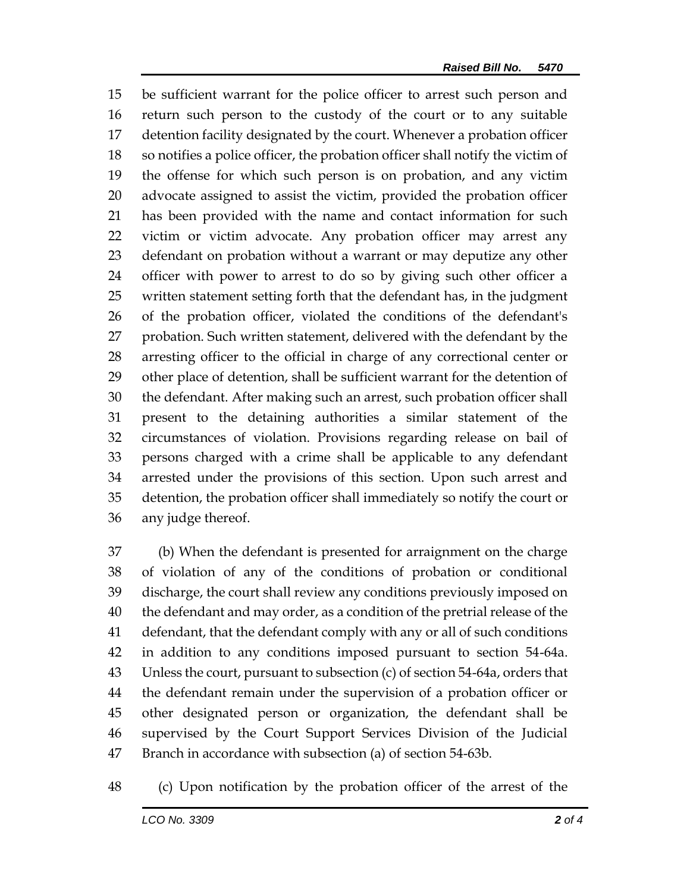be sufficient warrant for the police officer to arrest such person and return such person to the custody of the court or to any suitable detention facility designated by the court. Whenever a probation officer so notifies a police officer, the probation officer shall notify the victim of the offense for which such person is on probation, and any victim advocate assigned to assist the victim, provided the probation officer has been provided with the name and contact information for such victim or victim advocate. Any probation officer may arrest any defendant on probation without a warrant or may deputize any other officer with power to arrest to do so by giving such other officer a written statement setting forth that the defendant has, in the judgment of the probation officer, violated the conditions of the defendant's probation. Such written statement, delivered with the defendant by the arresting officer to the official in charge of any correctional center or other place of detention, shall be sufficient warrant for the detention of the defendant. After making such an arrest, such probation officer shall present to the detaining authorities a similar statement of the circumstances of violation. Provisions regarding release on bail of persons charged with a crime shall be applicable to any defendant arrested under the provisions of this section. Upon such arrest and detention, the probation officer shall immediately so notify the court or any judge thereof.

(b) When the defendant is presented for arraignment on the charge of violation of any of the conditions of probation or conditional discharge, the court shall review any conditions previously imposed on the defendant and may order, as a condition of the pretrial release of the defendant, that the defendant comply with any or all of such conditions in addition to any conditions imposed pursuant to section 54-64a. Unless the court, pursuant to subsection (c) of section 54-64a, orders that the defendant remain under the supervision of a probation officer or other designated person or organization, the defendant shall be supervised by the Court Support Services Division of the Judicial Branch in accordance with subsection (a) of section 54-63b.

(c) Upon notification by the probation officer of the arrest of the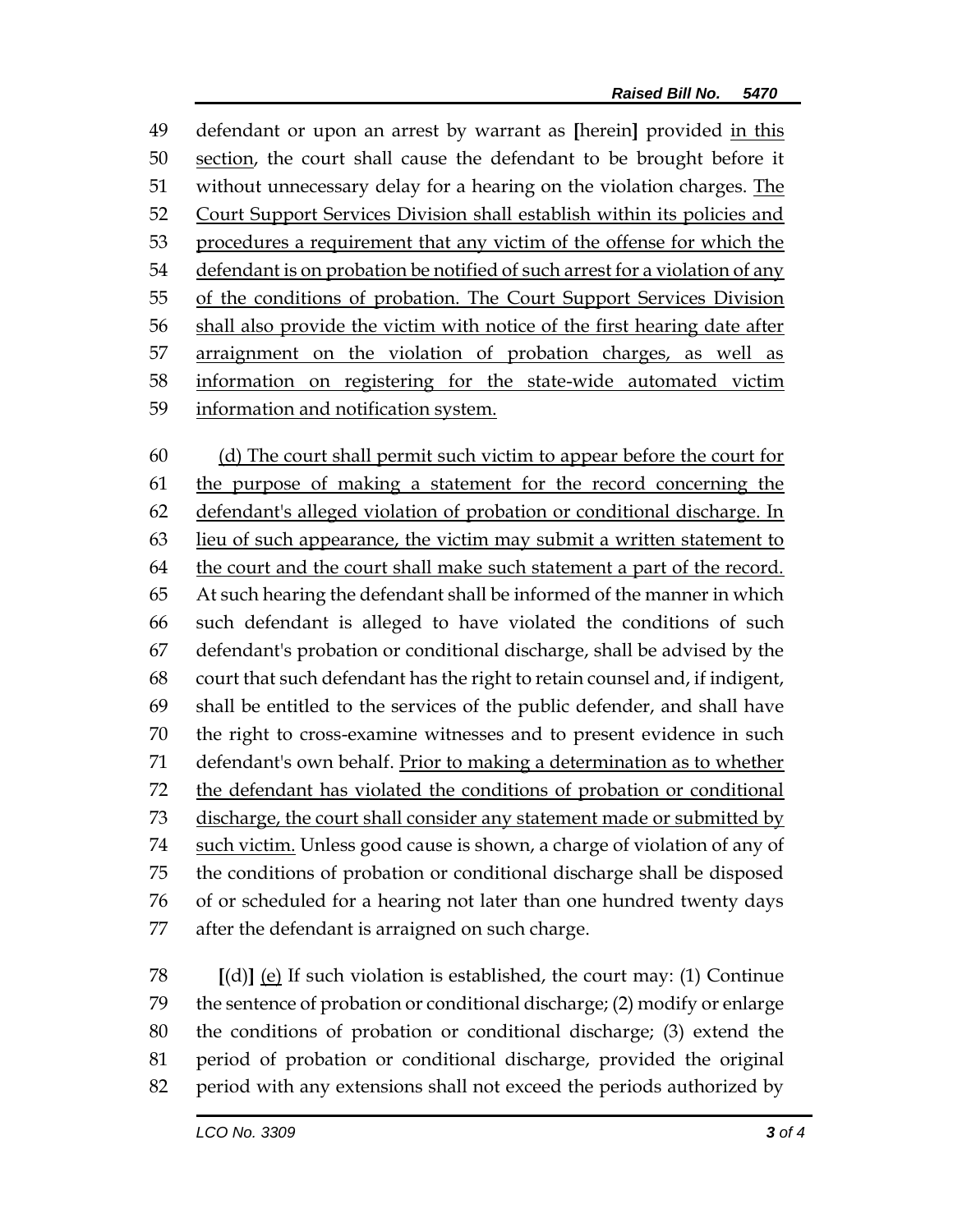defendant or upon an arrest by warrant as [herein] provided <u>in this section</u>, the court shall cause the defendant to be brought before it without unnecessary delay for a hearing on the violation charges. <u>The Court Support Services Division shall establish within its policies and procedures a requirement that any victim of the offense for which the defendant is on probation be notified of such arrest for a violation of any of the conditions of probation. The Court Support Services Division shall also provide the victim with notice of the first hearing date after arraignment on the violation of probation charges, as well as information on registering for the state-wide automated victim information and notification system.</u>

<u>(d) The court shall permit such victim to appear before the court for the purpose of making a statement for the record concerning the defendant's alleged violation of probation or conditional discharge. In lieu of such appearance, the victim may submit a written statement to the court and the court shall make such statement a part of the record.</u> At such hearing the defendant shall be informed of the manner in which such defendant is alleged to have violated the conditions of such defendant's probation or conditional discharge, shall be advised by the court that such defendant has the right to retain counsel and, if indigent, shall be entitled to the services of the public defender, and shall have the right to cross-examine witnesses and to present evidence in such defendant's own behalf. <u>Prior to making a determination as to whether the defendant has violated the conditions of probation or conditional discharge, the court shall consider any statement made or submitted by such victim.</u> Unless good cause is shown, a charge of violation of any of the conditions of probation or conditional discharge shall be disposed of or scheduled for a hearing not later than one hundred twenty days after the defendant is arraigned on such charge.

[(d)] <u>(e)</u> If such violation is established, the court may: (1) Continue the sentence of probation or conditional discharge; (2) modify or enlarge the conditions of probation or conditional discharge; (3) extend the period of probation or conditional discharge, provided the original period with any extensions shall not exceed the periods authorized by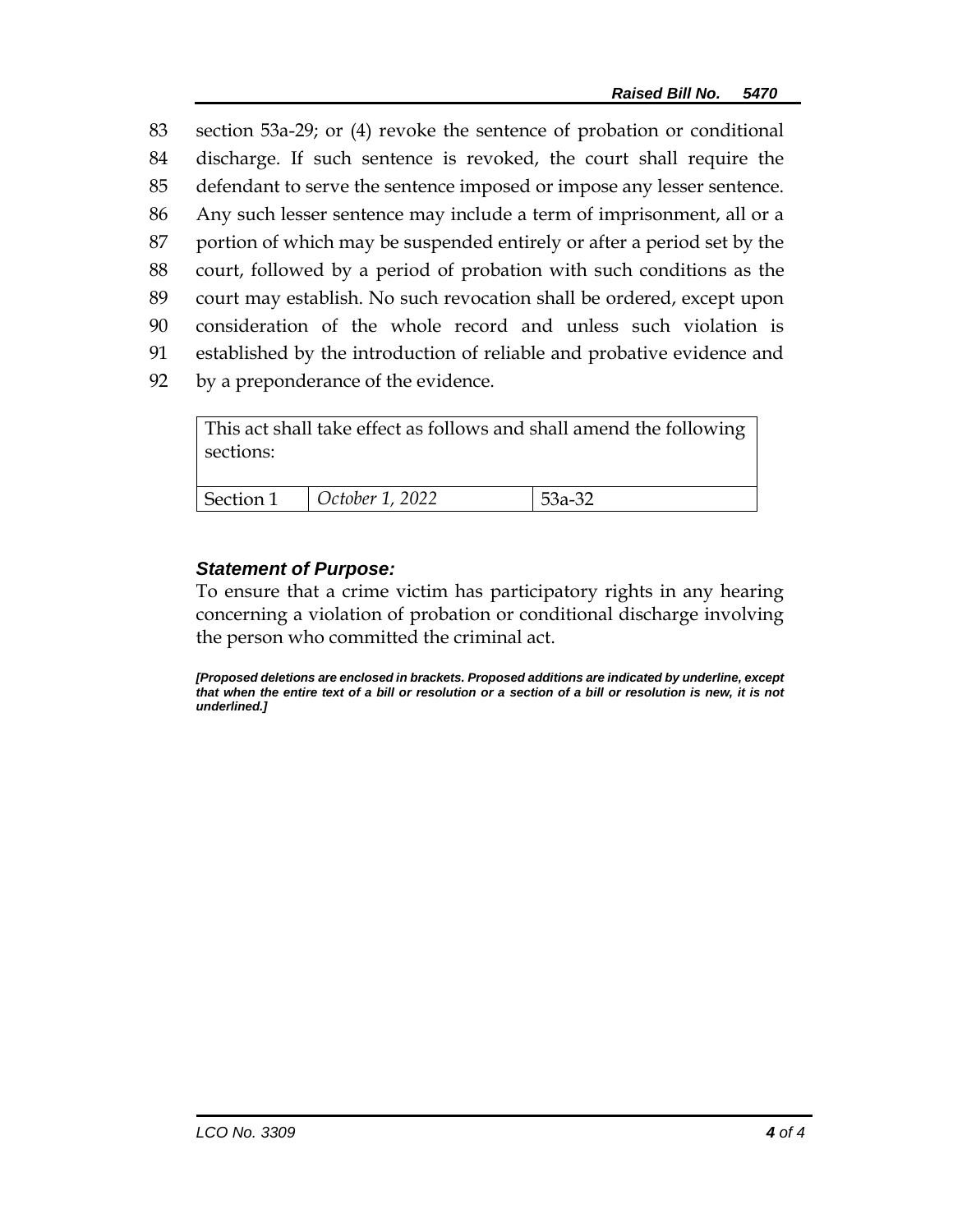section 53a-29; or (4) revoke the sentence of probation or conditional discharge. If such sentence is revoked, the court shall require the defendant to serve the sentence imposed or impose any lesser sentence. Any such lesser sentence may include a term of imprisonment, all or a portion of which may be suspended entirely or after a period set by the court, followed by a period of probation with such conditions as the court may establish. No such revocation shall be ordered, except upon consideration of the whole record and unless such violation is established by the introduction of reliable and probative evidence and by a preponderance of the evidence.

| This act shall take effect as follows and shall amend the following sections: | | |
|---|---|---|
| Section 1 | *October 1, 2022* | 53a-32 |

### *Statement of Purpose:*

To ensure that a crime victim has participatory rights in any hearing concerning a violation of probation or conditional discharge involving the person who committed the criminal act.

***[Proposed deletions are enclosed in brackets. Proposed additions are indicated by underline, except that when the entire text of a bill or resolution or a section of a bill or resolution is new, it is not underlined.]***